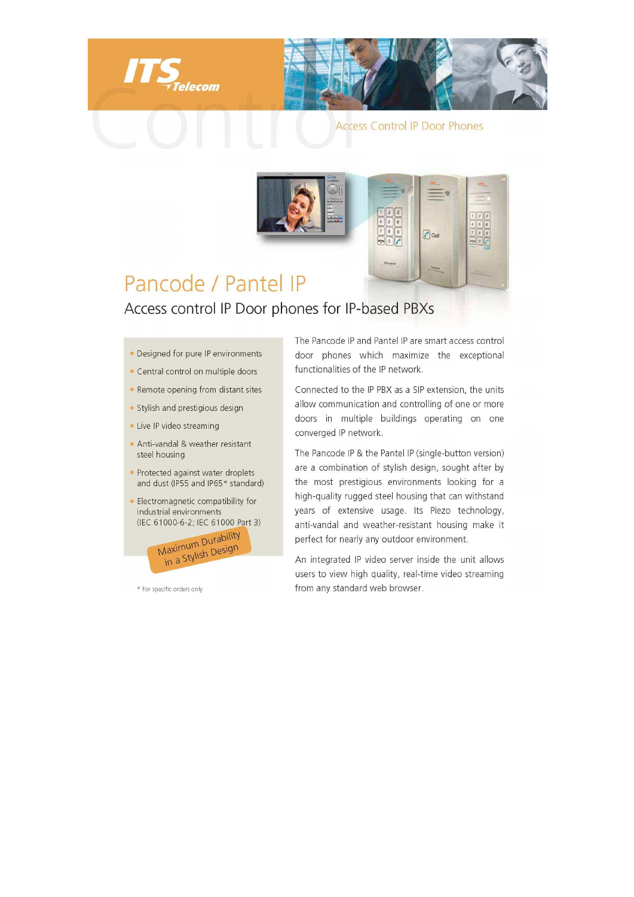ITS Telecom

Access Control IP Door Phones

# Pancode / Pantel IP

## Access control IP Door phones for IP-based PBXs

- Designed for pure IP environments
- Central control on multiple doors
- Remote opening from distant sites
- Stylish and prestigious design
- Live IP video streaming
- Anti-vandal & weather resistant steel housing
- Protected against water droplets and dust (IP55 and IP65* standard)
- Electromagnetic compatibility for industrial environments (IEC 61000-6-2; IEC 61000 Part 3)

Maximum Durability in a Stylish Design

\* For specific orders only

The Pancode IP and Pantel IP are smart access control door phones which maximize the exceptional functionalities of the IP network.

Connected to the IP PBX as a SIP extension, the units allow communication and controlling of one or more doors in multiple buildings operating on one converged IP network.

The Pancode IP & the Pantel IP (single-button version) are a combination of stylish design, sought after by the most prestigious environments looking for a high-quality rugged steel housing that can withstand years of extensive usage. Its Piezo technology, anti-vandal and weather-resistant housing make it perfect for nearly any outdoor environment.

An integrated IP video server inside the unit allows users to view high quality, real-time video streaming from any standard web browser.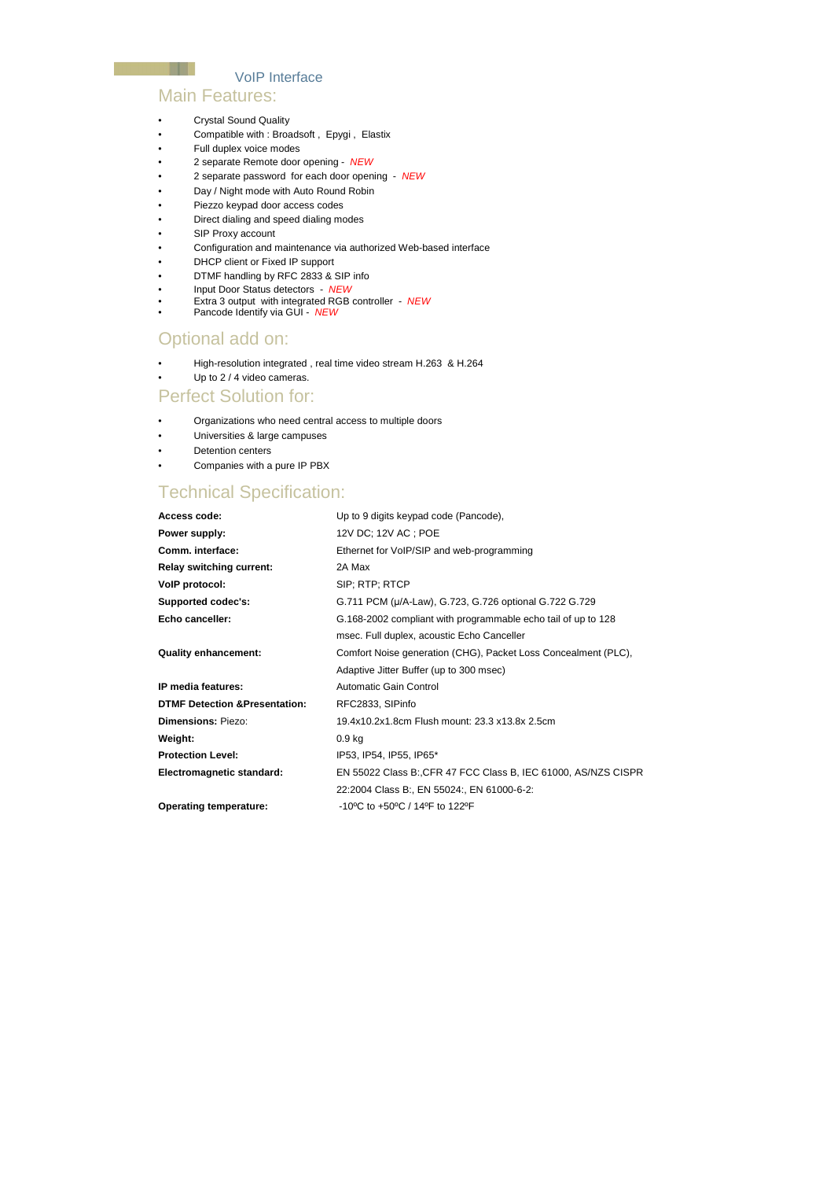VoIP Interface

## Main Features:

- Crystal Sound Quality
- Compatible with : Broadsoft , Epygi , Elastix
- Full duplex voice modes
- 2 separate Remote door opening - *NEW*
- 2 separate password for each door opening - *NEW*
- Day / Night mode with Auto Round Robin
- Piezzo keypad door access codes
- Direct dialing and speed dialing modes
- SIP Proxy account
- Configuration and maintenance via authorized Web-based interface
- DHCP client or Fixed IP support
- DTMF handling by RFC 2833 & SIP info
- Input Door Status detectors - *NEW*
- Extra 3 output with integrated RGB controller - *NEW*
- Pancode Identify via GUI - *NEW*

## Optional add on:

- High-resolution integrated , real time video stream H.263 & H.264
- Up to 2 / 4 video cameras.

## Perfect Solution for:

- Organizations who need central access to multiple doors
- Universities & large campuses
- Detention centers
- Companies with a pure IP PBX

## Technical Specification:

| | |
|---|---|
| **Access code:** | Up to 9 digits keypad code (Pancode), |
| **Power supply:** | 12V DC; 12V AC ; POE |
| **Comm. interface:** | Ethernet for VoIP/SIP and web-programming |
| **Relay switching current:** | 2A Max |
| **VoIP protocol:** | SIP; RTP; RTCP |
| **Supported codec's:** | G.711 PCM (µ/A-Law), G.723, G.726 optional G.722 G.729 |
| **Echo canceller:** | G.168-2002 compliant with programmable echo tail of up to 128 msec. Full duplex, acoustic Echo Canceller |
| **Quality enhancement:** | Comfort Noise generation (CHG), Packet Loss Concealment (PLC), Adaptive Jitter Buffer (up to 300 msec) |
| **IP media features:** | Automatic Gain Control |
| **DTMF Detection &Presentation:** | RFC2833, SIPinfo |
| **Dimensions:** Piezo: | 19.4x10.2x1.8cm Flush mount: 23.3 x13.8x 2.5cm |
| **Weight:** | 0.9 kg |
| **Protection Level:** | IP53, IP54, IP55, IP65* |
| **Electromagnetic standard:** | EN 55022 Class B:,CFR 47 FCC Class B, IEC 61000, AS/NZS CISPR 22:2004 Class B:, EN 55024:, EN 61000-6-2: |
| **Operating temperature:** | -10ºC to +50ºC / 14ºF to 122ºF |